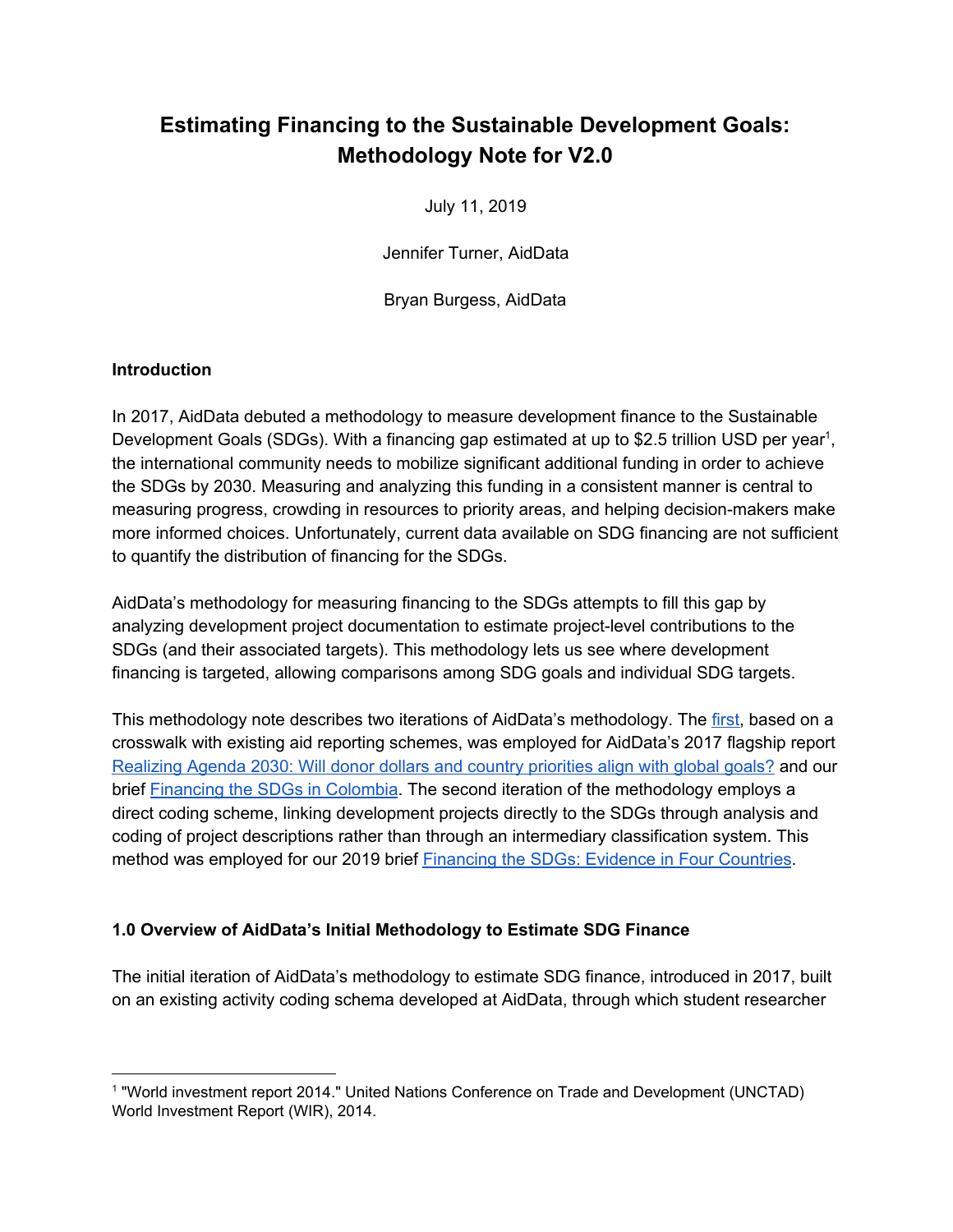# Estimating Financing to the Sustainable Development Goals: Methodology Note for V2.0

July 11, 2019

Jennifer Turner, AidData

Bryan Burgess, AidData

## Introduction

In 2017, AidData debuted a methodology to measure development finance to the Sustainable Development Goals (SDGs). With a financing gap estimated at up to $2.5 trillion USD per year[1], the international community needs to mobilize significant additional funding in order to achieve the SDGs by 2030. Measuring and analyzing this funding in a consistent manner is central to measuring progress, crowding in resources to priority areas, and helping decision-makers make more informed choices. Unfortunately, current data available on SDG financing are not sufficient to quantify the distribution of financing for the SDGs.

AidData's methodology for measuring financing to the SDGs attempts to fill this gap by analyzing development project documentation to estimate project-level contributions to the SDGs (and their associated targets). This methodology lets us see where development financing is targeted, allowing comparisons among SDG goals and individual SDG targets.

This methodology note describes two iterations of AidData's methodology. The first, based on a crosswalk with existing aid reporting schemes, was employed for AidData's 2017 flagship report Realizing Agenda 2030: Will donor dollars and country priorities align with global goals? and our brief Financing the SDGs in Colombia. The second iteration of the methodology employs a direct coding scheme, linking development projects directly to the SDGs through analysis and coding of project descriptions rather than through an intermediary classification system. This method was employed for our 2019 brief Financing the SDGs: Evidence in Four Countries.

## 1.0 Overview of AidData's Initial Methodology to Estimate SDG Finance

The initial iteration of AidData's methodology to estimate SDG finance, introduced in 2017, built on an existing activity coding schema developed at AidData, through which student researcher

[1] "World investment report 2014." United Nations Conference on Trade and Development (UNCTAD) World Investment Report (WIR), 2014.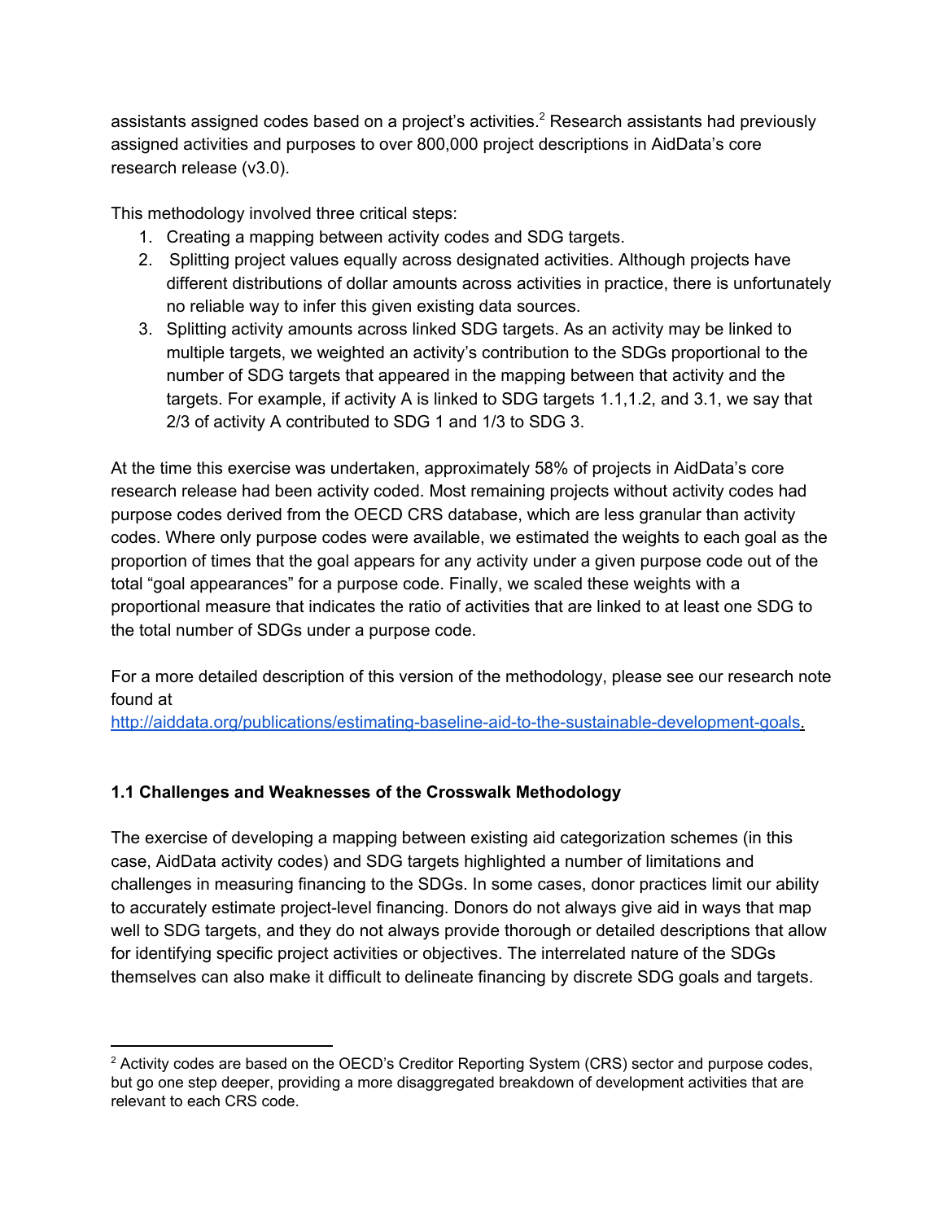assistants assigned codes based on a project's activities.[2] Research assistants had previously assigned activities and purposes to over 800,000 project descriptions in AidData's core research release (v3.0).

This methodology involved three critical steps:

1. Creating a mapping between activity codes and SDG targets.
2. Splitting project values equally across designated activities. Although projects have different distributions of dollar amounts across activities in practice, there is unfortunately no reliable way to infer this given existing data sources.
3. Splitting activity amounts across linked SDG targets. As an activity may be linked to multiple targets, we weighted an activity's contribution to the SDGs proportional to the number of SDG targets that appeared in the mapping between that activity and the targets. For example, if activity A is linked to SDG targets 1.1,1.2, and 3.1, we say that 2/3 of activity A contributed to SDG 1 and 1/3 to SDG 3.

At the time this exercise was undertaken, approximately 58% of projects in AidData's core research release had been activity coded. Most remaining projects without activity codes had purpose codes derived from the OECD CRS database, which are less granular than activity codes. Where only purpose codes were available, we estimated the weights to each goal as the proportion of times that the goal appears for any activity under a given purpose code out of the total "goal appearances" for a purpose code. Finally, we scaled these weights with a proportional measure that indicates the ratio of activities that are linked to at least one SDG to the total number of SDGs under a purpose code.

For a more detailed description of this version of the methodology, please see our research note found at
http://aiddata.org/publications/estimating-baseline-aid-to-the-sustainable-development-goals.

### 1.1 Challenges and Weaknesses of the Crosswalk Methodology

The exercise of developing a mapping between existing aid categorization schemes (in this case, AidData activity codes) and SDG targets highlighted a number of limitations and challenges in measuring financing to the SDGs. In some cases, donor practices limit our ability to accurately estimate project-level financing. Donors do not always give aid in ways that map well to SDG targets, and they do not always provide thorough or detailed descriptions that allow for identifying specific project activities or objectives. The interrelated nature of the SDGs themselves can also make it difficult to delineate financing by discrete SDG goals and targets.

[2] Activity codes are based on the OECD's Creditor Reporting System (CRS) sector and purpose codes, but go one step deeper, providing a more disaggregated breakdown of development activities that are relevant to each CRS code.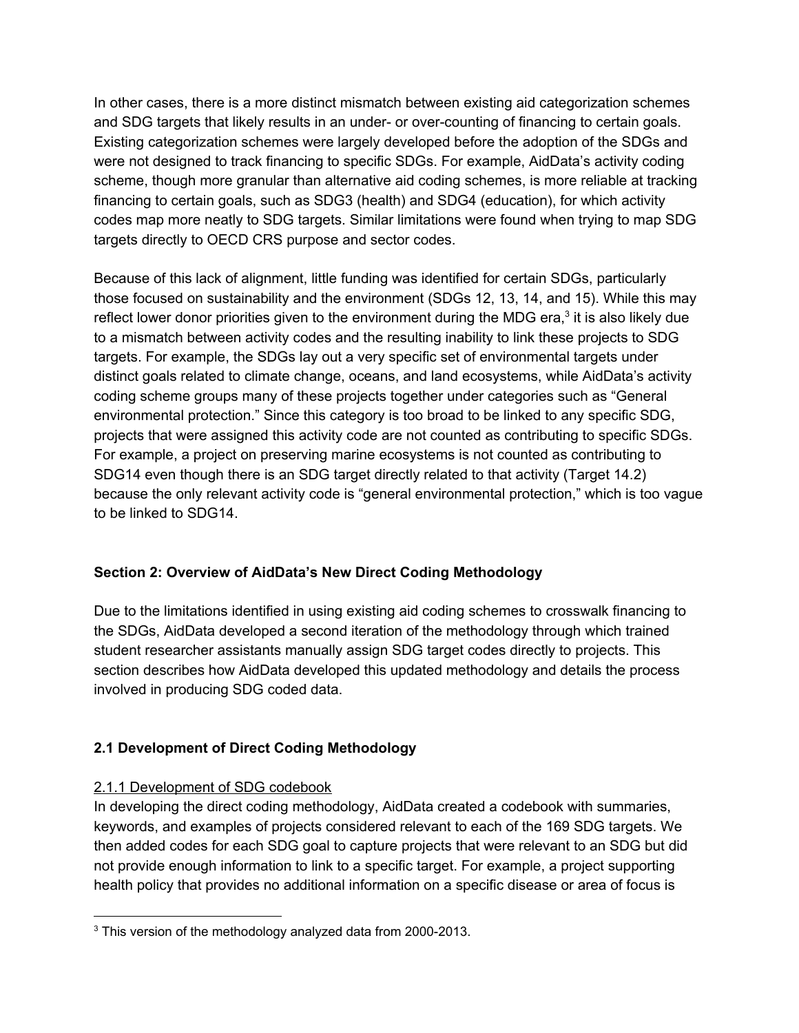In other cases, there is a more distinct mismatch between existing aid categorization schemes and SDG targets that likely results in an under- or over-counting of financing to certain goals. Existing categorization schemes were largely developed before the adoption of the SDGs and were not designed to track financing to specific SDGs. For example, AidData's activity coding scheme, though more granular than alternative aid coding schemes, is more reliable at tracking financing to certain goals, such as SDG3 (health) and SDG4 (education), for which activity codes map more neatly to SDG targets. Similar limitations were found when trying to map SDG targets directly to OECD CRS purpose and sector codes.

Because of this lack of alignment, little funding was identified for certain SDGs, particularly those focused on sustainability and the environment (SDGs 12, 13, 14, and 15). While this may reflect lower donor priorities given to the environment during the MDG era,[3] it is also likely due to a mismatch between activity codes and the resulting inability to link these projects to SDG targets. For example, the SDGs lay out a very specific set of environmental targets under distinct goals related to climate change, oceans, and land ecosystems, while AidData's activity coding scheme groups many of these projects together under categories such as "General environmental protection." Since this category is too broad to be linked to any specific SDG, projects that were assigned this activity code are not counted as contributing to specific SDGs. For example, a project on preserving marine ecosystems is not counted as contributing to SDG14 even though there is an SDG target directly related to that activity (Target 14.2) because the only relevant activity code is "general environmental protection," which is too vague to be linked to SDG14.

## Section 2: Overview of AidData's New Direct Coding Methodology

Due to the limitations identified in using existing aid coding schemes to crosswalk financing to the SDGs, AidData developed a second iteration of the methodology through which trained student researcher assistants manually assign SDG target codes directly to projects. This section describes how AidData developed this updated methodology and details the process involved in producing SDG coded data.

### 2.1 Development of Direct Coding Methodology

#### 2.1.1 Development of SDG codebook

In developing the direct coding methodology, AidData created a codebook with summaries, keywords, and examples of projects considered relevant to each of the 169 SDG targets. We then added codes for each SDG goal to capture projects that were relevant to an SDG but did not provide enough information to link to a specific target. For example, a project supporting health policy that provides no additional information on a specific disease or area of focus is

[3] This version of the methodology analyzed data from 2000-2013.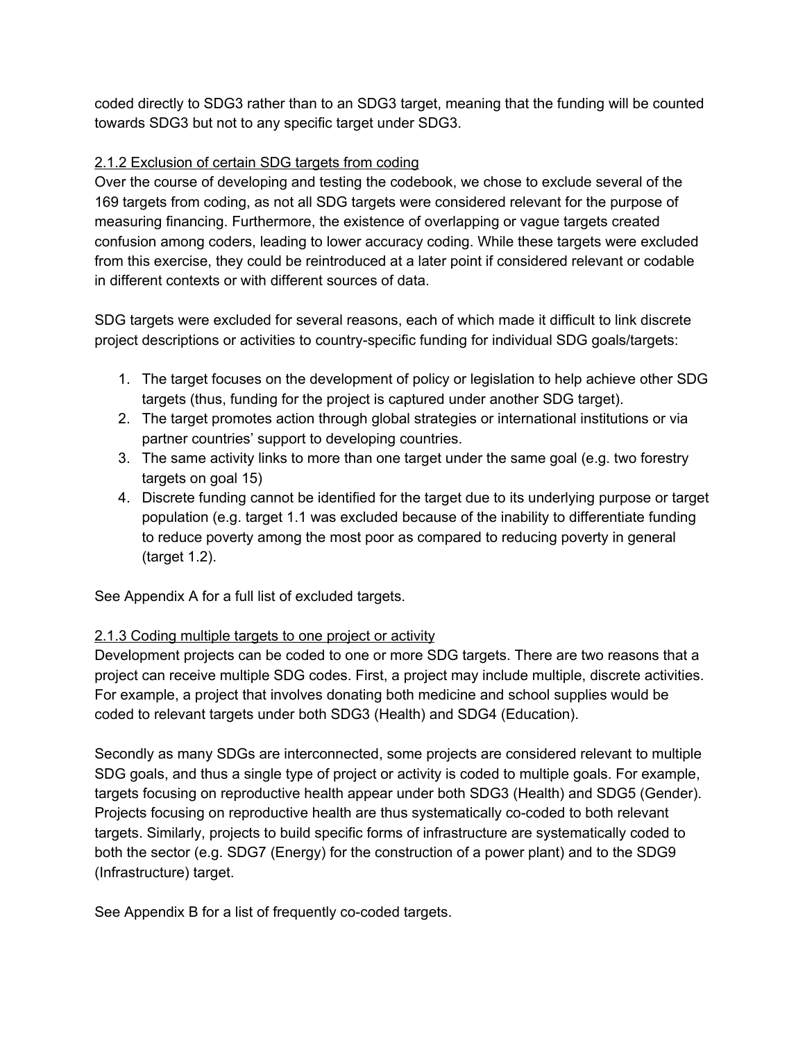coded directly to SDG3 rather than to an SDG3 target, meaning that the funding will be counted towards SDG3 but not to any specific target under SDG3.

### 2.1.2 Exclusion of certain SDG targets from coding

Over the course of developing and testing the codebook, we chose to exclude several of the 169 targets from coding, as not all SDG targets were considered relevant for the purpose of measuring financing. Furthermore, the existence of overlapping or vague targets created confusion among coders, leading to lower accuracy coding. While these targets were excluded from this exercise, they could be reintroduced at a later point if considered relevant or codable in different contexts or with different sources of data.

SDG targets were excluded for several reasons, each of which made it difficult to link discrete project descriptions or activities to country-specific funding for individual SDG goals/targets:

1. The target focuses on the development of policy or legislation to help achieve other SDG targets (thus, funding for the project is captured under another SDG target).
2. The target promotes action through global strategies or international institutions or via partner countries' support to developing countries.
3. The same activity links to more than one target under the same goal (e.g. two forestry targets on goal 15)
4. Discrete funding cannot be identified for the target due to its underlying purpose or target population (e.g. target 1.1 was excluded because of the inability to differentiate funding to reduce poverty among the most poor as compared to reducing poverty in general (target 1.2).

See Appendix A for a full list of excluded targets.

### 2.1.3 Coding multiple targets to one project or activity

Development projects can be coded to one or more SDG targets. There are two reasons that a project can receive multiple SDG codes. First, a project may include multiple, discrete activities. For example, a project that involves donating both medicine and school supplies would be coded to relevant targets under both SDG3 (Health) and SDG4 (Education).

Secondly as many SDGs are interconnected, some projects are considered relevant to multiple SDG goals, and thus a single type of project or activity is coded to multiple goals. For example, targets focusing on reproductive health appear under both SDG3 (Health) and SDG5 (Gender). Projects focusing on reproductive health are thus systematically co-coded to both relevant targets. Similarly, projects to build specific forms of infrastructure are systematically coded to both the sector (e.g. SDG7 (Energy) for the construction of a power plant) and to the SDG9 (Infrastructure) target.

See Appendix B for a list of frequently co-coded targets.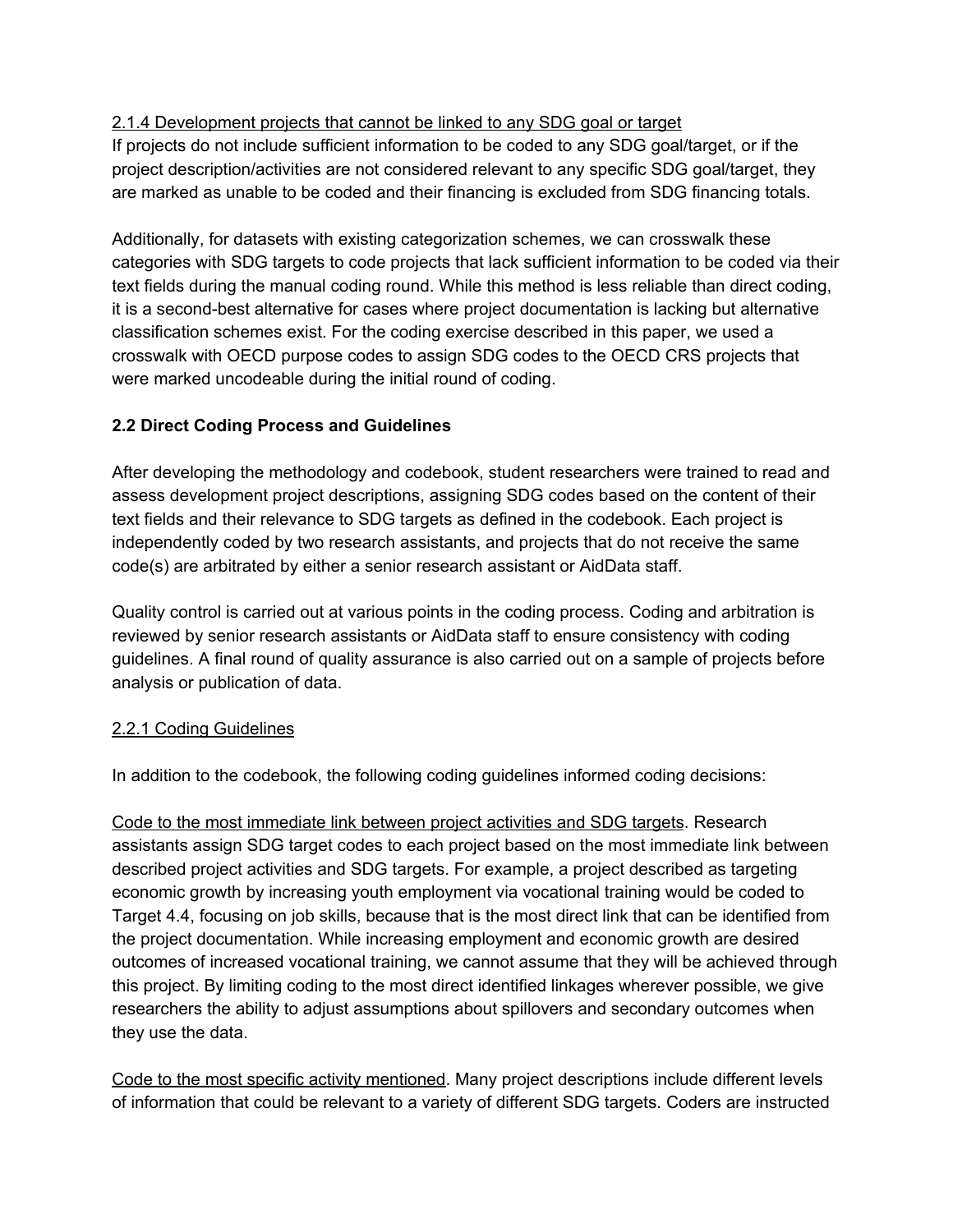2.1.4 Development projects that cannot be linked to any SDG goal or target

If projects do not include sufficient information to be coded to any SDG goal/target, or if the project description/activities are not considered relevant to any specific SDG goal/target, they are marked as unable to be coded and their financing is excluded from SDG financing totals.

Additionally, for datasets with existing categorization schemes, we can crosswalk these categories with SDG targets to code projects that lack sufficient information to be coded via their text fields during the manual coding round. While this method is less reliable than direct coding, it is a second-best alternative for cases where project documentation is lacking but alternative classification schemes exist. For the coding exercise described in this paper, we used a crosswalk with OECD purpose codes to assign SDG codes to the OECD CRS projects that were marked uncodeable during the initial round of coding.

## 2.2 Direct Coding Process and Guidelines

After developing the methodology and codebook, student researchers were trained to read and assess development project descriptions, assigning SDG codes based on the content of their text fields and their relevance to SDG targets as defined in the codebook. Each project is independently coded by two research assistants, and projects that do not receive the same code(s) are arbitrated by either a senior research assistant or AidData staff.

Quality control is carried out at various points in the coding process. Coding and arbitration is reviewed by senior research assistants or AidData staff to ensure consistency with coding guidelines. A final round of quality assurance is also carried out on a sample of projects before analysis or publication of data.

### 2.2.1 Coding Guidelines

In addition to the codebook, the following coding guidelines informed coding decisions:

Code to the most immediate link between project activities and SDG targets. Research assistants assign SDG target codes to each project based on the most immediate link between described project activities and SDG targets. For example, a project described as targeting economic growth by increasing youth employment via vocational training would be coded to Target 4.4, focusing on job skills, because that is the most direct link that can be identified from the project documentation. While increasing employment and economic growth are desired outcomes of increased vocational training, we cannot assume that they will be achieved through this project. By limiting coding to the most direct identified linkages wherever possible, we give researchers the ability to adjust assumptions about spillovers and secondary outcomes when they use the data.

Code to the most specific activity mentioned. Many project descriptions include different levels of information that could be relevant to a variety of different SDG targets. Coders are instructed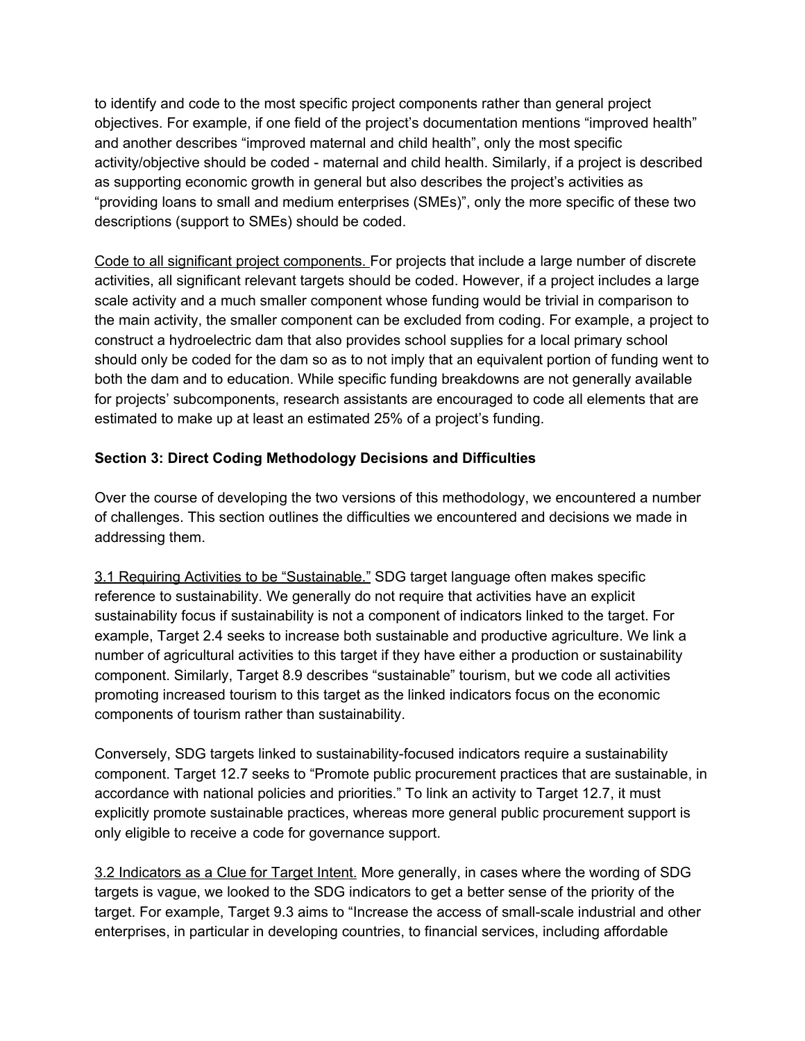to identify and code to the most specific project components rather than general project objectives. For example, if one field of the project's documentation mentions "improved health" and another describes "improved maternal and child health", only the most specific activity/objective should be coded - maternal and child health. Similarly, if a project is described as supporting economic growth in general but also describes the project's activities as "providing loans to small and medium enterprises (SMEs)", only the more specific of these two descriptions (support to SMEs) should be coded.

Code to all significant project components. For projects that include a large number of discrete activities, all significant relevant targets should be coded. However, if a project includes a large scale activity and a much smaller component whose funding would be trivial in comparison to the main activity, the smaller component can be excluded from coding. For example, a project to construct a hydroelectric dam that also provides school supplies for a local primary school should only be coded for the dam so as to not imply that an equivalent portion of funding went to both the dam and to education. While specific funding breakdowns are not generally available for projects' subcomponents, research assistants are encouraged to code all elements that are estimated to make up at least an estimated 25% of a project's funding.

**Section 3: Direct Coding Methodology Decisions and Difficulties**

Over the course of developing the two versions of this methodology, we encountered a number of challenges. This section outlines the difficulties we encountered and decisions we made in addressing them.

3.1 Requiring Activities to be "Sustainable." SDG target language often makes specific reference to sustainability. We generally do not require that activities have an explicit sustainability focus if sustainability is not a component of indicators linked to the target. For example, Target 2.4 seeks to increase both sustainable and productive agriculture. We link a number of agricultural activities to this target if they have either a production or sustainability component. Similarly, Target 8.9 describes "sustainable" tourism, but we code all activities promoting increased tourism to this target as the linked indicators focus on the economic components of tourism rather than sustainability.

Conversely, SDG targets linked to sustainability-focused indicators require a sustainability component. Target 12.7 seeks to "Promote public procurement practices that are sustainable, in accordance with national policies and priorities." To link an activity to Target 12.7, it must explicitly promote sustainable practices, whereas more general public procurement support is only eligible to receive a code for governance support.

3.2 Indicators as a Clue for Target Intent. More generally, in cases where the wording of SDG targets is vague, we looked to the SDG indicators to get a better sense of the priority of the target. For example, Target 9.3 aims to "Increase the access of small-scale industrial and other enterprises, in particular in developing countries, to financial services, including affordable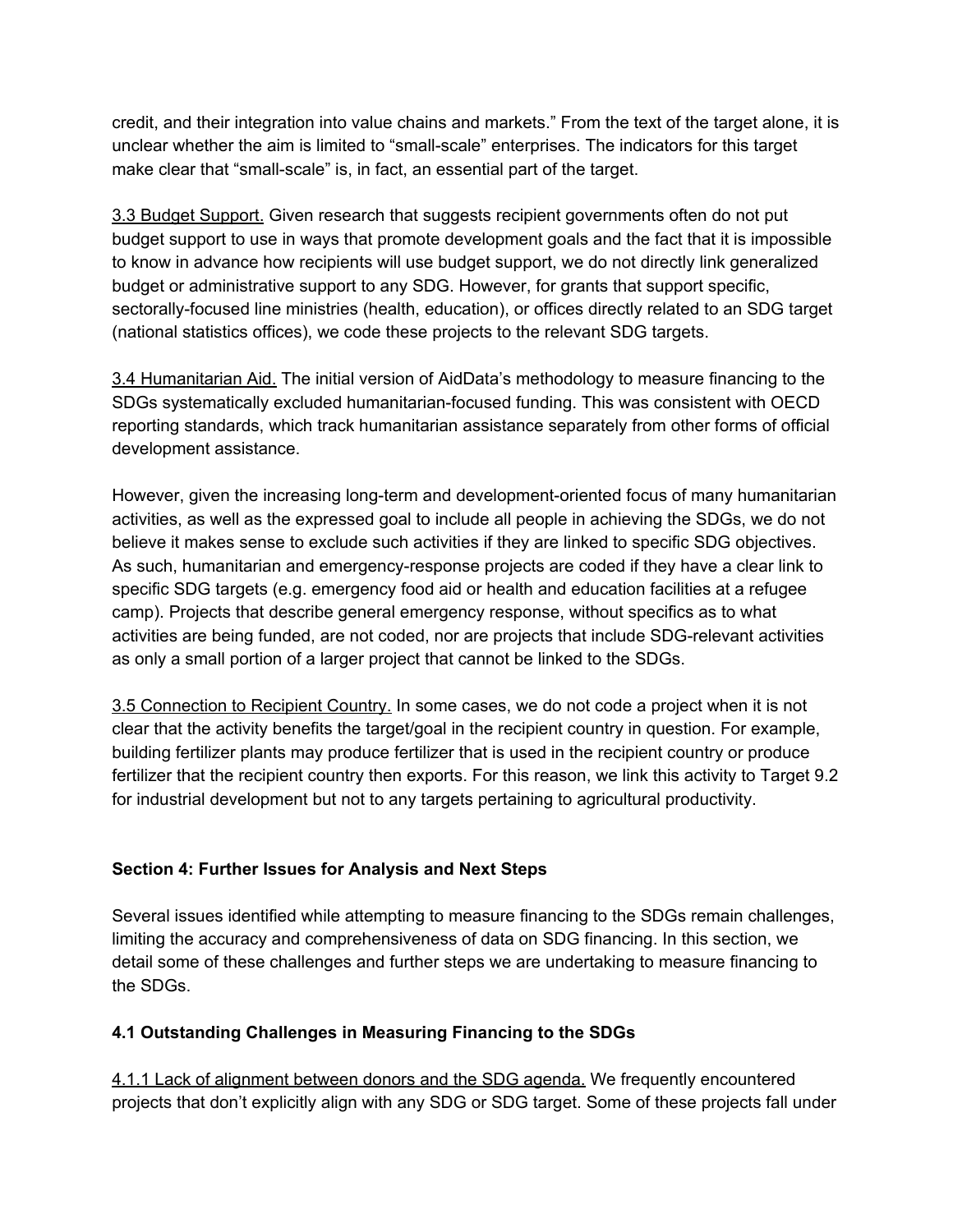credit, and their integration into value chains and markets." From the text of the target alone, it is unclear whether the aim is limited to "small-scale" enterprises. The indicators for this target make clear that "small-scale" is, in fact, an essential part of the target.

<u>3.3 Budget Support.</u> Given research that suggests recipient governments often do not put budget support to use in ways that promote development goals and the fact that it is impossible to know in advance how recipients will use budget support, we do not directly link generalized budget or administrative support to any SDG. However, for grants that support specific, sectorally-focused line ministries (health, education), or offices directly related to an SDG target (national statistics offices), we code these projects to the relevant SDG targets.

<u>3.4 Humanitarian Aid.</u> The initial version of AidData's methodology to measure financing to the SDGs systematically excluded humanitarian-focused funding. This was consistent with OECD reporting standards, which track humanitarian assistance separately from other forms of official development assistance.

However, given the increasing long-term and development-oriented focus of many humanitarian activities, as well as the expressed goal to include all people in achieving the SDGs, we do not believe it makes sense to exclude such activities if they are linked to specific SDG objectives. As such, humanitarian and emergency-response projects are coded if they have a clear link to specific SDG targets (e.g. emergency food aid or health and education facilities at a refugee camp). Projects that describe general emergency response, without specifics as to what activities are being funded, are not coded, nor are projects that include SDG-relevant activities as only a small portion of a larger project that cannot be linked to the SDGs.

<u>3.5 Connection to Recipient Country.</u> In some cases, we do not code a project when it is not clear that the activity benefits the target/goal in the recipient country in question. For example, building fertilizer plants may produce fertilizer that is used in the recipient country or produce fertilizer that the recipient country then exports. For this reason, we link this activity to Target 9.2 for industrial development but not to any targets pertaining to agricultural productivity.

## Section 4: Further Issues for Analysis and Next Steps

Several issues identified while attempting to measure financing to the SDGs remain challenges, limiting the accuracy and comprehensiveness of data on SDG financing. In this section, we detail some of these challenges and further steps we are undertaking to measure financing to the SDGs.

### 4.1 Outstanding Challenges in Measuring Financing to the SDGs

<u>4.1.1 Lack of alignment between donors and the SDG agenda.</u> We frequently encountered projects that don't explicitly align with any SDG or SDG target. Some of these projects fall under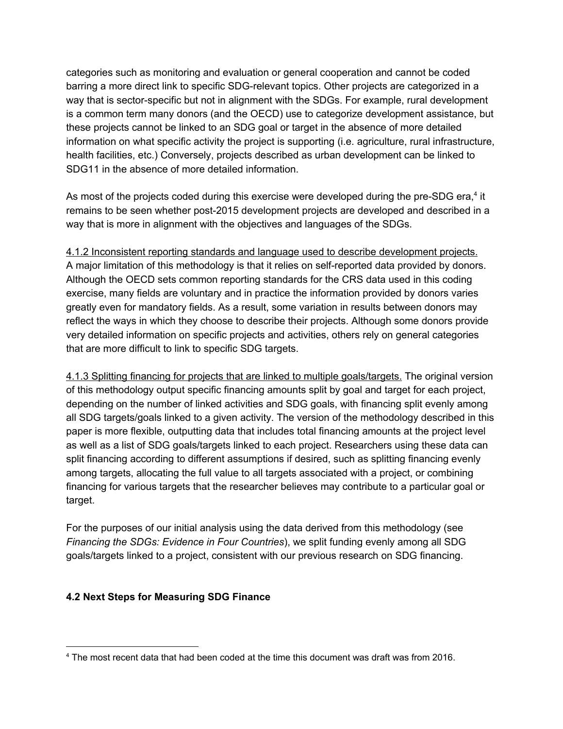categories such as monitoring and evaluation or general cooperation and cannot be coded barring a more direct link to specific SDG-relevant topics. Other projects are categorized in a way that is sector-specific but not in alignment with the SDGs. For example, rural development is a common term many donors (and the OECD) use to categorize development assistance, but these projects cannot be linked to an SDG goal or target in the absence of more detailed information on what specific activity the project is supporting (i.e. agriculture, rural infrastructure, health facilities, etc.) Conversely, projects described as urban development can be linked to SDG11 in the absence of more detailed information.

As most of the projects coded during this exercise were developed during the pre-SDG era,[4] it remains to be seen whether post-2015 development projects are developed and described in a way that is more in alignment with the objectives and languages of the SDGs.

4.1.2 Inconsistent reporting standards and language used to describe development projects. A major limitation of this methodology is that it relies on self-reported data provided by donors. Although the OECD sets common reporting standards for the CRS data used in this coding exercise, many fields are voluntary and in practice the information provided by donors varies greatly even for mandatory fields. As a result, some variation in results between donors may reflect the ways in which they choose to describe their projects. Although some donors provide very detailed information on specific projects and activities, others rely on general categories that are more difficult to link to specific SDG targets.

4.1.3 Splitting financing for projects that are linked to multiple goals/targets. The original version of this methodology output specific financing amounts split by goal and target for each project, depending on the number of linked activities and SDG goals, with financing split evenly among all SDG targets/goals linked to a given activity. The version of the methodology described in this paper is more flexible, outputting data that includes total financing amounts at the project level as well as a list of SDG goals/targets linked to each project. Researchers using these data can split financing according to different assumptions if desired, such as splitting financing evenly among targets, allocating the full value to all targets associated with a project, or combining financing for various targets that the researcher believes may contribute to a particular goal or target.

For the purposes of our initial analysis using the data derived from this methodology (see *Financing the SDGs: Evidence in Four Countries*), we split funding evenly among all SDG goals/targets linked to a project, consistent with our previous research on SDG financing.

### 4.2 Next Steps for Measuring SDG Finance

[4] The most recent data that had been coded at the time this document was draft was from 2016.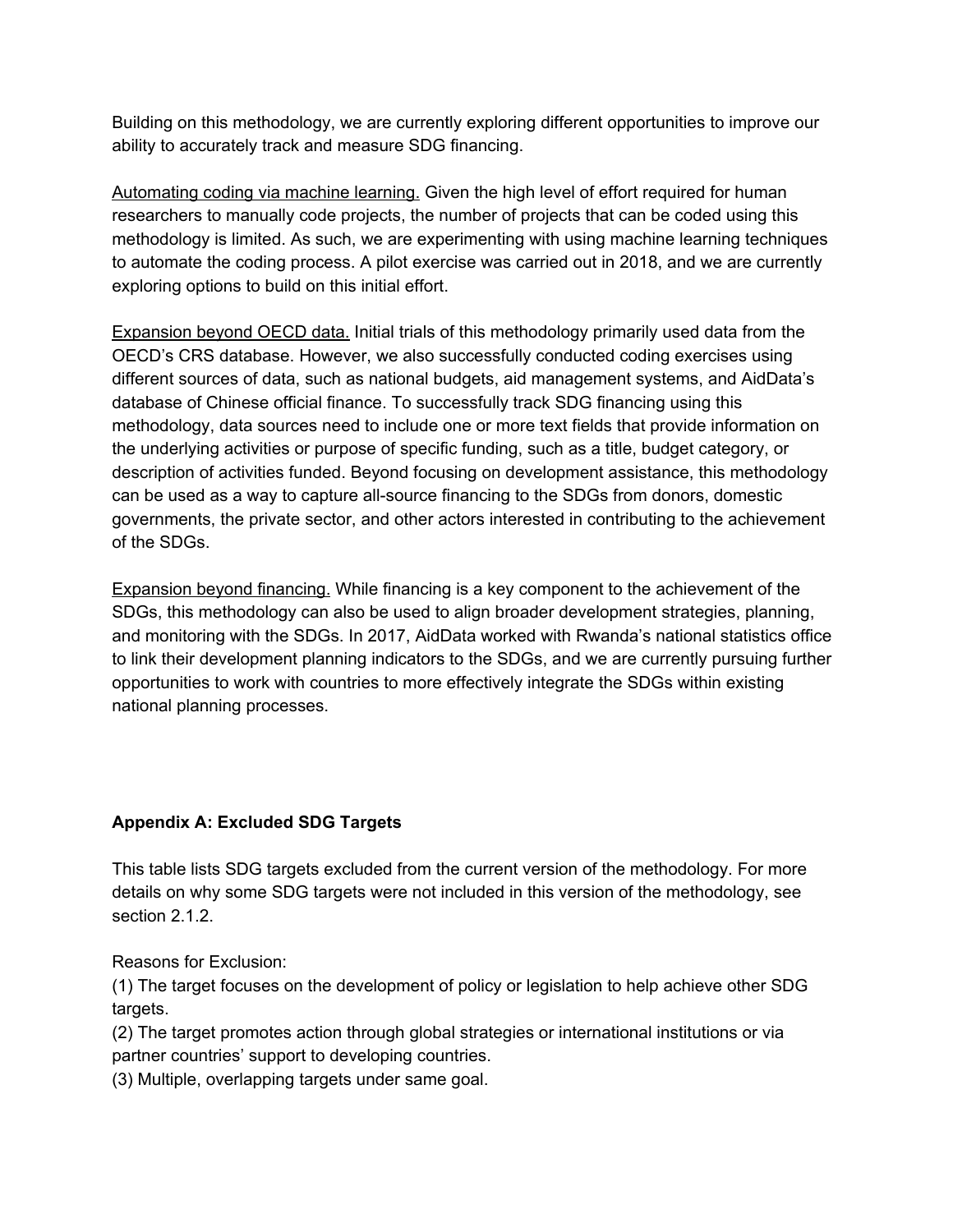Building on this methodology, we are currently exploring different opportunities to improve our ability to accurately track and measure SDG financing.

<u>Automating coding via machine learning.</u> Given the high level of effort required for human researchers to manually code projects, the number of projects that can be coded using this methodology is limited. As such, we are experimenting with using machine learning techniques to automate the coding process. A pilot exercise was carried out in 2018, and we are currently exploring options to build on this initial effort.

<u>Expansion beyond OECD data.</u> Initial trials of this methodology primarily used data from the OECD's CRS database. However, we also successfully conducted coding exercises using different sources of data, such as national budgets, aid management systems, and AidData's database of Chinese official finance. To successfully track SDG financing using this methodology, data sources need to include one or more text fields that provide information on the underlying activities or purpose of specific funding, such as a title, budget category, or description of activities funded. Beyond focusing on development assistance, this methodology can be used as a way to capture all-source financing to the SDGs from donors, domestic governments, the private sector, and other actors interested in contributing to the achievement of the SDGs.

<u>Expansion beyond financing.</u> While financing is a key component to the achievement of the SDGs, this methodology can also be used to align broader development strategies, planning, and monitoring with the SDGs. In 2017, AidData worked with Rwanda's national statistics office to link their development planning indicators to the SDGs, and we are currently pursuing further opportunities to work with countries to more effectively integrate the SDGs within existing national planning processes.

## Appendix A: Excluded SDG Targets

This table lists SDG targets excluded from the current version of the methodology. For more details on why some SDG targets were not included in this version of the methodology, see section 2.1.2.

Reasons for Exclusion:
(1) The target focuses on the development of policy or legislation to help achieve other SDG targets.
(2) The target promotes action through global strategies or international institutions or via partner countries' support to developing countries.
(3) Multiple, overlapping targets under same goal.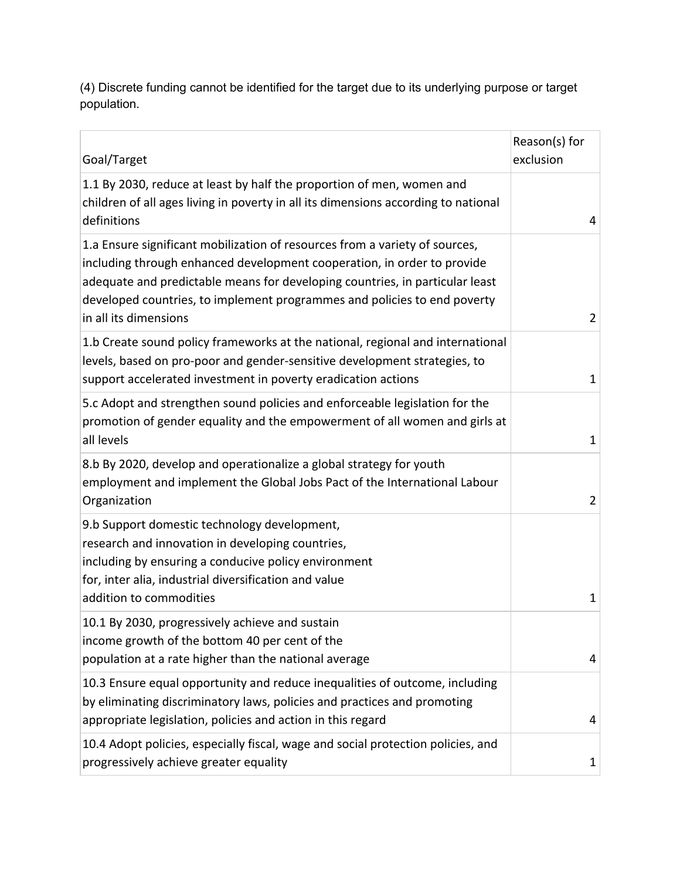(4) Discrete funding cannot be identified for the target due to its underlying purpose or target population.

| Goal/Target | Reason(s) for exclusion |
| --- | --- |
| 1.1 By 2030, reduce at least by half the proportion of men, women and children of all ages living in poverty in all its dimensions according to national definitions | 4 |
| 1.a Ensure significant mobilization of resources from a variety of sources, including through enhanced development cooperation, in order to provide adequate and predictable means for developing countries, in particular least developed countries, to implement programmes and policies to end poverty in all its dimensions | 2 |
| 1.b Create sound policy frameworks at the national, regional and international levels, based on pro-poor and gender-sensitive development strategies, to support accelerated investment in poverty eradication actions | 1 |
| 5.c Adopt and strengthen sound policies and enforceable legislation for the promotion of gender equality and the empowerment of all women and girls at all levels | 1 |
| 8.b By 2020, develop and operationalize a global strategy for youth employment and implement the Global Jobs Pact of the International Labour Organization | 2 |
| 9.b Support domestic technology development, research and innovation in developing countries, including by ensuring a conducive policy environment for, inter alia, industrial diversification and value addition to commodities | 1 |
| 10.1 By 2030, progressively achieve and sustain income growth of the bottom 40 per cent of the population at a rate higher than the national average | 4 |
| 10.3 Ensure equal opportunity and reduce inequalities of outcome, including by eliminating discriminatory laws, policies and practices and promoting appropriate legislation, policies and action in this regard | 4 |
| 10.4 Adopt policies, especially fiscal, wage and social protection policies, and progressively achieve greater equality | 1 |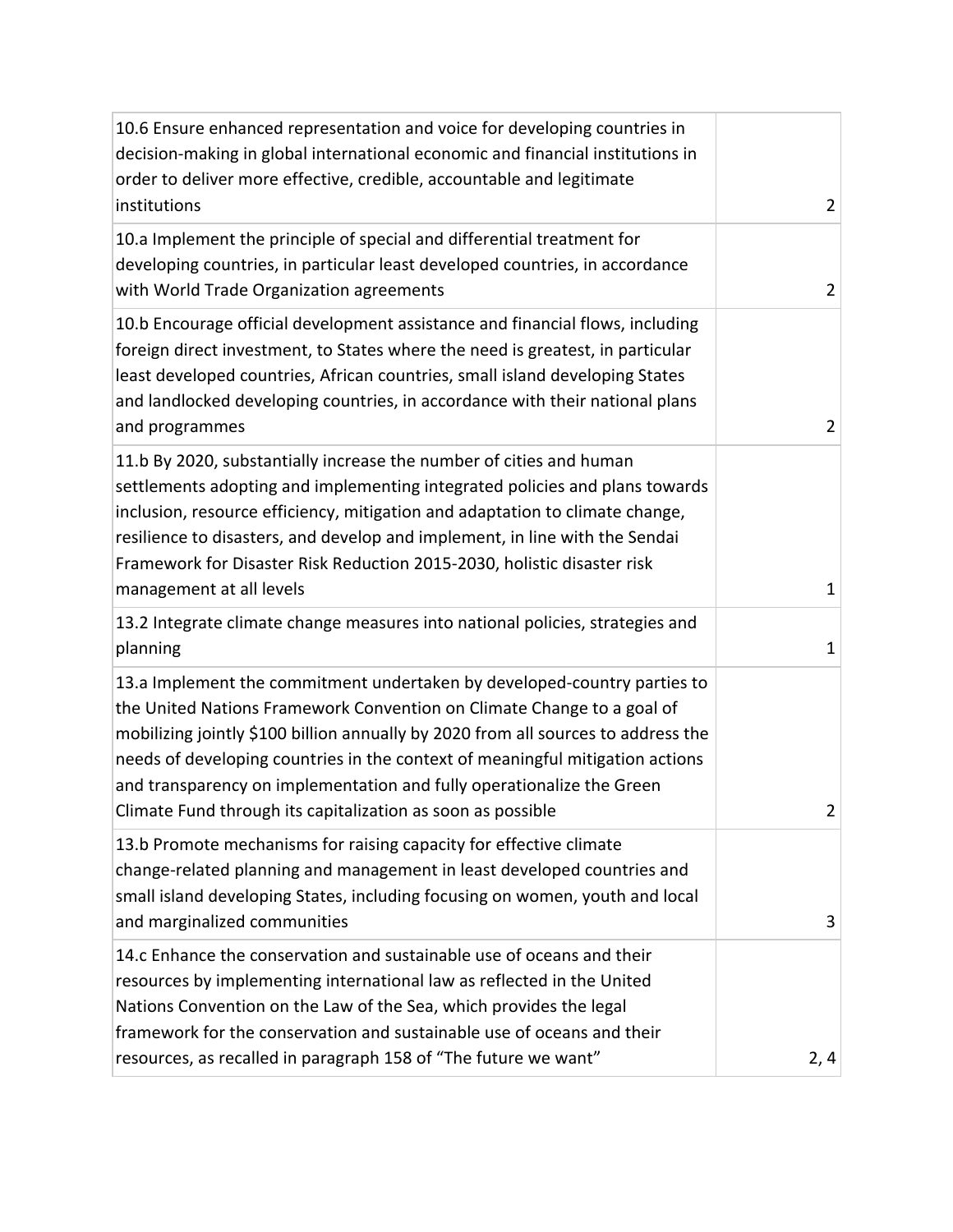| | |
|---|---|
| 10.6 Ensure enhanced representation and voice for developing countries in decision-making in global international economic and financial institutions in order to deliver more effective, credible, accountable and legitimate institutions | 2 |
| 10.a Implement the principle of special and differential treatment for developing countries, in particular least developed countries, in accordance with World Trade Organization agreements | 2 |
| 10.b Encourage official development assistance and financial flows, including foreign direct investment, to States where the need is greatest, in particular least developed countries, African countries, small island developing States and landlocked developing countries, in accordance with their national plans and programmes | 2 |
| 11.b By 2020, substantially increase the number of cities and human settlements adopting and implementing integrated policies and plans towards inclusion, resource efficiency, mitigation and adaptation to climate change, resilience to disasters, and develop and implement, in line with the Sendai Framework for Disaster Risk Reduction 2015-2030, holistic disaster risk management at all levels | 1 |
| 13.2 Integrate climate change measures into national policies, strategies and planning | 1 |
| 13.a Implement the commitment undertaken by developed-country parties to the United Nations Framework Convention on Climate Change to a goal of mobilizing jointly $100 billion annually by 2020 from all sources to address the needs of developing countries in the context of meaningful mitigation actions and transparency on implementation and fully operationalize the Green Climate Fund through its capitalization as soon as possible | 2 |
| 13.b Promote mechanisms for raising capacity for effective climate change-related planning and management in least developed countries and small island developing States, including focusing on women, youth and local and marginalized communities | 3 |
| 14.c Enhance the conservation and sustainable use of oceans and their resources by implementing international law as reflected in the United Nations Convention on the Law of the Sea, which provides the legal framework for the conservation and sustainable use of oceans and their resources, as recalled in paragraph 158 of "The future we want" | 2, 4 |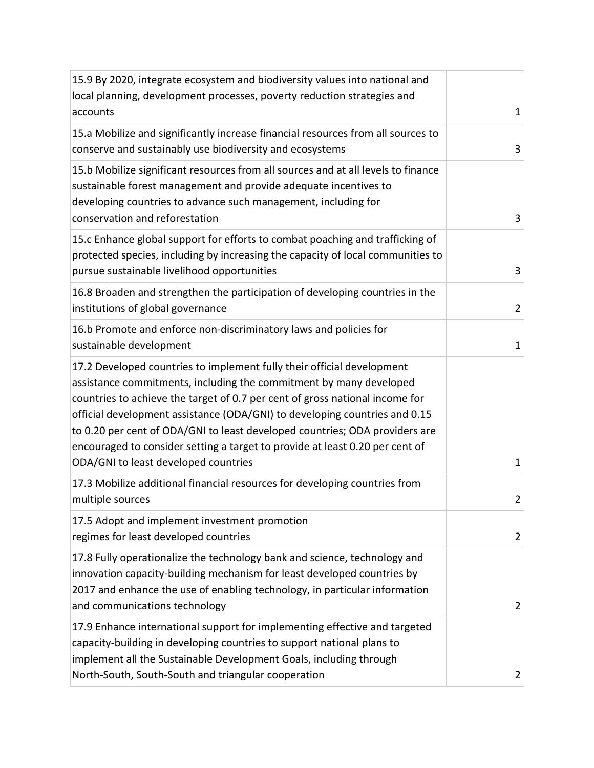| | |
|---|---|
| 15.9 By 2020, integrate ecosystem and biodiversity values into national and local planning, development processes, poverty reduction strategies and accounts | 1 |
| 15.a Mobilize and significantly increase financial resources from all sources to conserve and sustainably use biodiversity and ecosystems | 3 |
| 15.b Mobilize significant resources from all sources and at all levels to finance sustainable forest management and provide adequate incentives to developing countries to advance such management, including for conservation and reforestation | 3 |
| 15.c Enhance global support for efforts to combat poaching and trafficking of protected species, including by increasing the capacity of local communities to pursue sustainable livelihood opportunities | 3 |
| 16.8 Broaden and strengthen the participation of developing countries in the institutions of global governance | 2 |
| 16.b Promote and enforce non-discriminatory laws and policies for sustainable development | 1 |
| 17.2 Developed countries to implement fully their official development assistance commitments, including the commitment by many developed countries to achieve the target of 0.7 per cent of gross national income for official development assistance (ODA/GNI) to developing countries and 0.15 to 0.20 per cent of ODA/GNI to least developed countries; ODA providers are encouraged to consider setting a target to provide at least 0.20 per cent of ODA/GNI to least developed countries | 1 |
| 17.3 Mobilize additional financial resources for developing countries from multiple sources | 2 |
| 17.5 Adopt and implement investment promotion regimes for least developed countries | 2 |
| 17.8 Fully operationalize the technology bank and science, technology and innovation capacity-building mechanism for least developed countries by 2017 and enhance the use of enabling technology, in particular information and communications technology | 2 |
| 17.9 Enhance international support for implementing effective and targeted capacity-building in developing countries to support national plans to implement all the Sustainable Development Goals, including through North-South, South-South and triangular cooperation | 2 |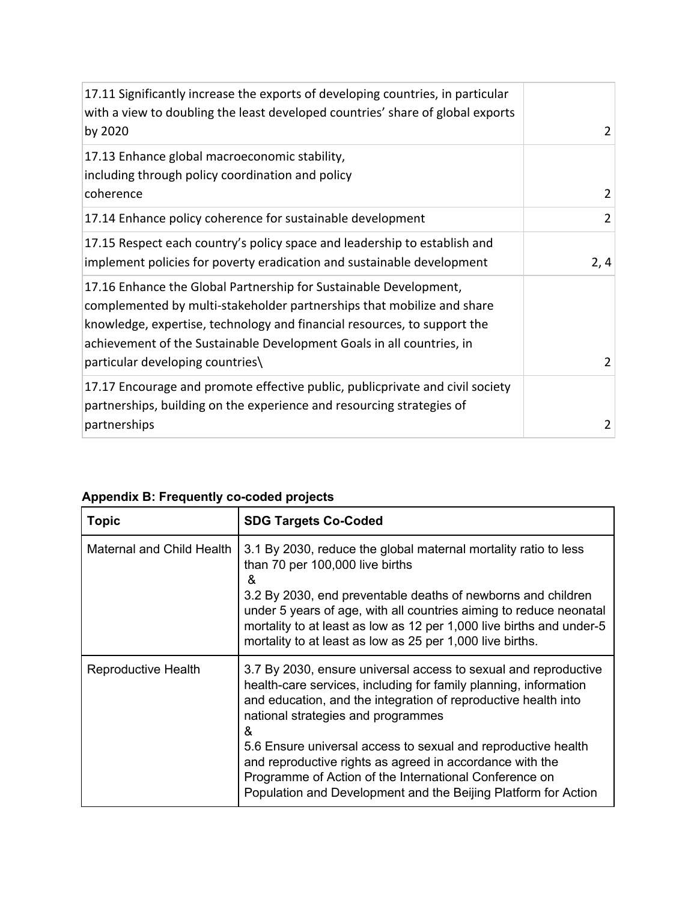| | |
|---|---|
| 17.11 Significantly increase the exports of developing countries, in particular with a view to doubling the least developed countries' share of global exports by 2020 | 2 |
| 17.13 Enhance global macroeconomic stability, including through policy coordination and policy coherence | 2 |
| 17.14 Enhance policy coherence for sustainable development | 2 |
| 17.15 Respect each country's policy space and leadership to establish and implement policies for poverty eradication and sustainable development | 2, 4 |
| 17.16 Enhance the Global Partnership for Sustainable Development, complemented by multi-stakeholder partnerships that mobilize and share knowledge, expertise, technology and financial resources, to support the achievement of the Sustainable Development Goals in all countries, in particular developing countries\ | 2 |
| 17.17 Encourage and promote effective public, publicprivate and civil society partnerships, building on the experience and resourcing strategies of partnerships | 2 |

**Appendix B: Frequently co-coded projects**

| Topic | SDG Targets Co-Coded |
|---|---|
| Maternal and Child Health | 3.1 By 2030, reduce the global maternal mortality ratio to less than 70 per 100,000 live births & 3.2 By 2030, end preventable deaths of newborns and children under 5 years of age, with all countries aiming to reduce neonatal mortality to at least as low as 12 per 1,000 live births and under-5 mortality to at least as low as 25 per 1,000 live births. |
| Reproductive Health | 3.7 By 2030, ensure universal access to sexual and reproductive health-care services, including for family planning, information and education, and the integration of reproductive health into national strategies and programmes & 5.6 Ensure universal access to sexual and reproductive health and reproductive rights as agreed in accordance with the Programme of Action of the International Conference on Population and Development and the Beijing Platform for Action |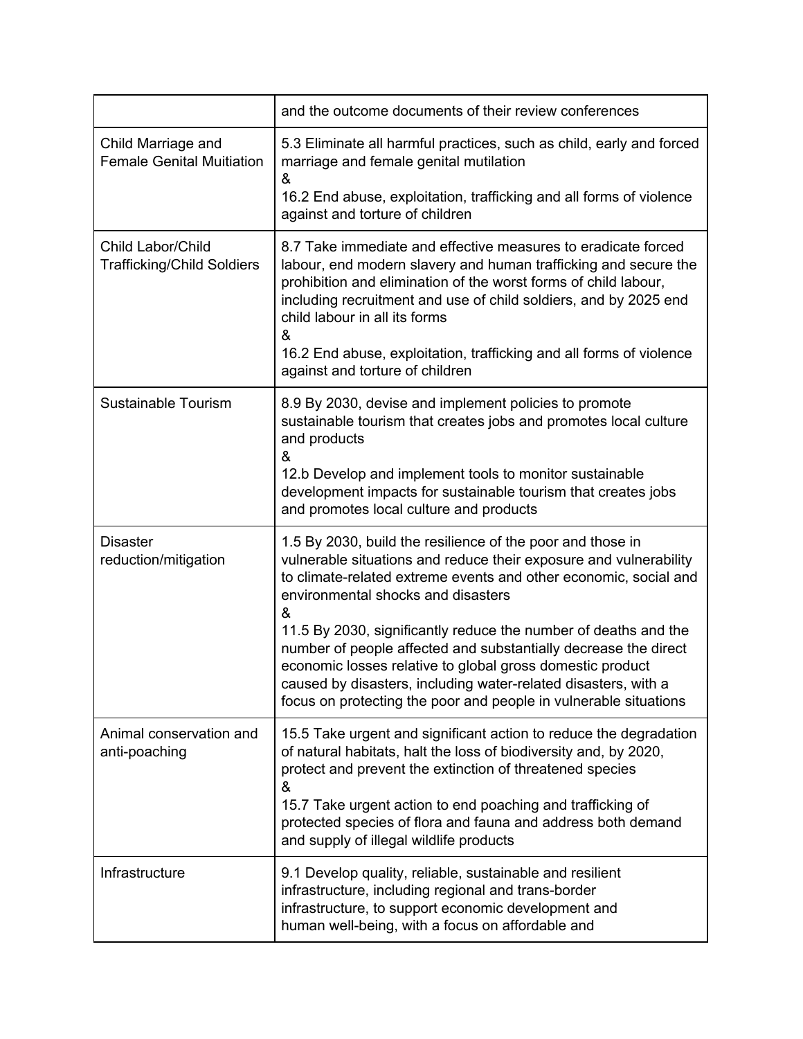| | |
|---|---|
| | and the outcome documents of their review conferences |
| Child Marriage and Female Genital Muitiation | 5.3 Eliminate all harmful practices, such as child, early and forced marriage and female genital mutilation<br>&<br>16.2 End abuse, exploitation, trafficking and all forms of violence against and torture of children |
| Child Labor/Child Trafficking/Child Soldiers | 8.7 Take immediate and effective measures to eradicate forced labour, end modern slavery and human trafficking and secure the prohibition and elimination of the worst forms of child labour, including recruitment and use of child soldiers, and by 2025 end child labour in all its forms<br>&<br>16.2 End abuse, exploitation, trafficking and all forms of violence against and torture of children |
| Sustainable Tourism | 8.9 By 2030, devise and implement policies to promote sustainable tourism that creates jobs and promotes local culture and products<br>&<br>12.b Develop and implement tools to monitor sustainable development impacts for sustainable tourism that creates jobs and promotes local culture and products |
| Disaster reduction/mitigation | 1.5 By 2030, build the resilience of the poor and those in vulnerable situations and reduce their exposure and vulnerability to climate-related extreme events and other economic, social and environmental shocks and disasters<br>&<br>11.5 By 2030, significantly reduce the number of deaths and the number of people affected and substantially decrease the direct economic losses relative to global gross domestic product caused by disasters, including water-related disasters, with a focus on protecting the poor and people in vulnerable situations |
| Animal conservation and anti-poaching | 15.5 Take urgent and significant action to reduce the degradation of natural habitats, halt the loss of biodiversity and, by 2020, protect and prevent the extinction of threatened species<br>&<br>15.7 Take urgent action to end poaching and trafficking of protected species of flora and fauna and address both demand and supply of illegal wildlife products |
| Infrastructure | 9.1 Develop quality, reliable, sustainable and resilient infrastructure, including regional and trans-border infrastructure, to support economic development and human well-being, with a focus on affordable and |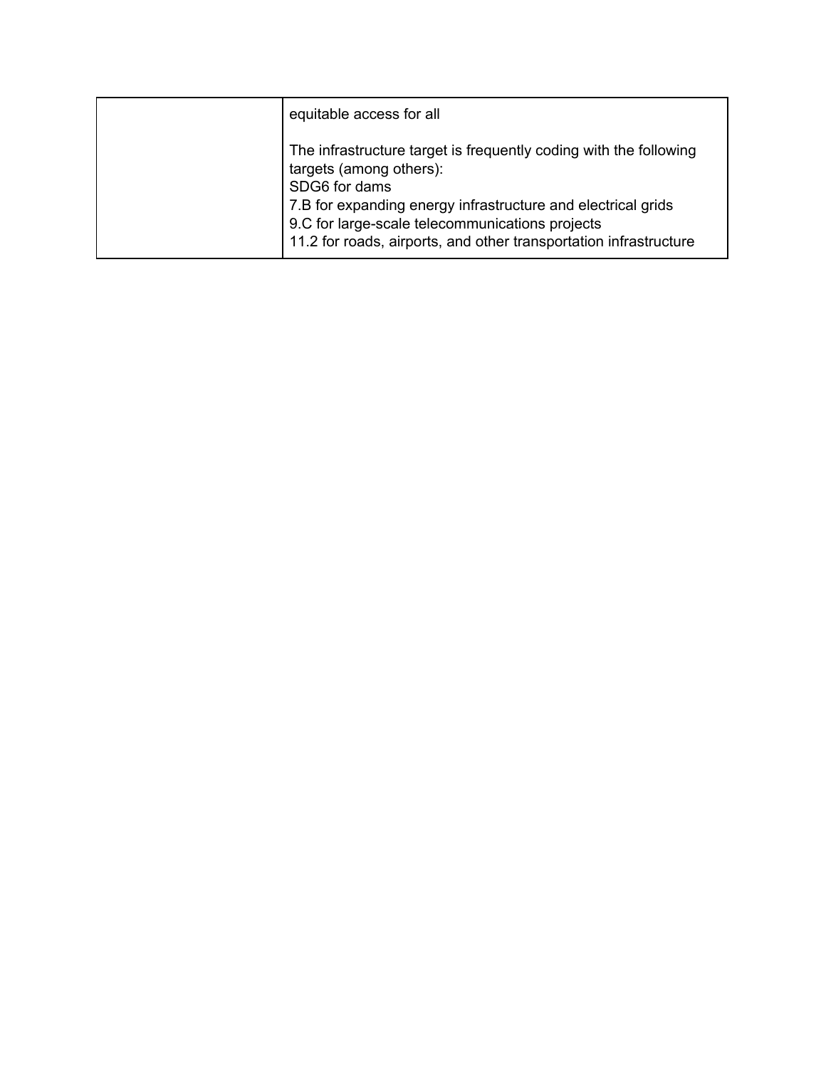| | |
|---|---|
| | equitable access for all<br><br>The infrastructure target is frequently coding with the following targets (among others):<br>SDG6 for dams<br>7.B for expanding energy infrastructure and electrical grids<br>9.C for large-scale telecommunications projects<br>11.2 for roads, airports, and other transportation infrastructure |